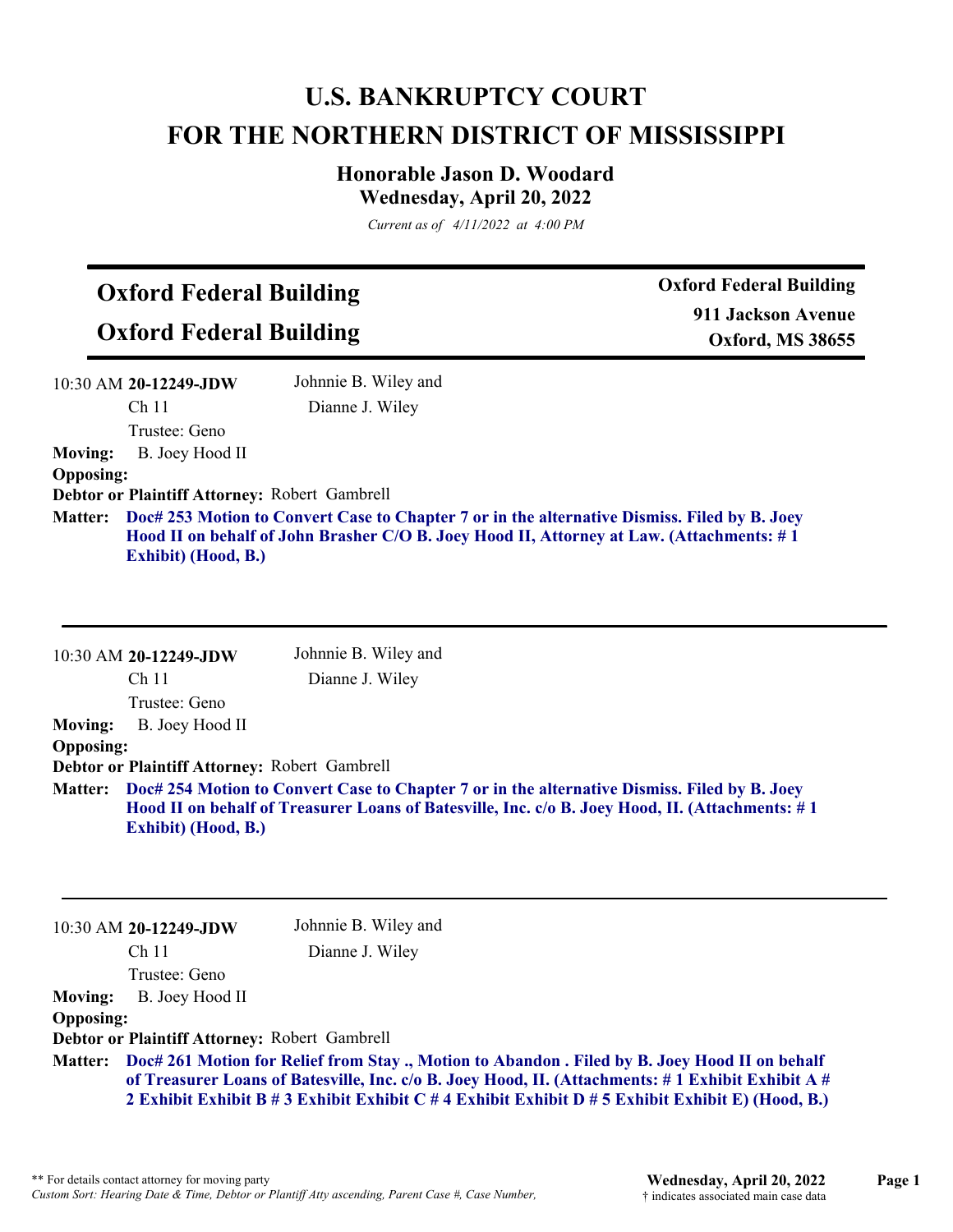# U.S. BANKRUPTCY COURT
# FOR THE NORTHERN DISTRICT OF MISSISSIPPI

### Honorable Jason D. Woodard
### Wednesday, April 20, 2022

*Current as of 4/11/2022 at 4:00 PM*

## Oxford Federal Building
## Oxford Federal Building

**Oxford Federal Building**
**911 Jackson Avenue**
**Oxford, MS 38655**

---

10:30 AM **20-12249-JDW** Johnnie B. Wiley and Dianne J. Wiley
Ch 11
Trustee: Geno

**Moving:** B. Joey Hood II
**Opposing:**
**Debtor or Plaintiff Attorney:** Robert Gambrell
**Matter:** **Doc# 253 Motion to Convert Case to Chapter 7 or in the alternative Dismiss. Filed by B. Joey Hood II on behalf of John Brasher C/O B. Joey Hood II, Attorney at Law. (Attachments: # 1 Exhibit) (Hood, B.)**

---

10:30 AM **20-12249-JDW** Johnnie B. Wiley and Dianne J. Wiley
Ch 11
Trustee: Geno

**Moving:** B. Joey Hood II
**Opposing:**
**Debtor or Plaintiff Attorney:** Robert Gambrell
**Matter:** **Doc# 254 Motion to Convert Case to Chapter 7 or in the alternative Dismiss. Filed by B. Joey Hood II on behalf of Treasurer Loans of Batesville, Inc. c/o B. Joey Hood, II. (Attachments: # 1 Exhibit) (Hood, B.)**

---

10:30 AM **20-12249-JDW** Johnnie B. Wiley and Dianne J. Wiley
Ch 11
Trustee: Geno

**Moving:** B. Joey Hood II
**Opposing:**
**Debtor or Plaintiff Attorney:** Robert Gambrell
**Matter:** **Doc# 261 Motion for Relief from Stay ., Motion to Abandon . Filed by B. Joey Hood II on behalf of Treasurer Loans of Batesville, Inc. c/o B. Joey Hood, II. (Attachments: # 1 Exhibit Exhibit A # 2 Exhibit Exhibit B # 3 Exhibit Exhibit C # 4 Exhibit Exhibit D # 5 Exhibit Exhibit E) (Hood, B.)**

---

** For details contact attorney for moving party
*Custom Sort: Hearing Date & Time, Debtor or Plantiff Atty ascending, Parent Case #, Case Number,*
† indicates associated main case data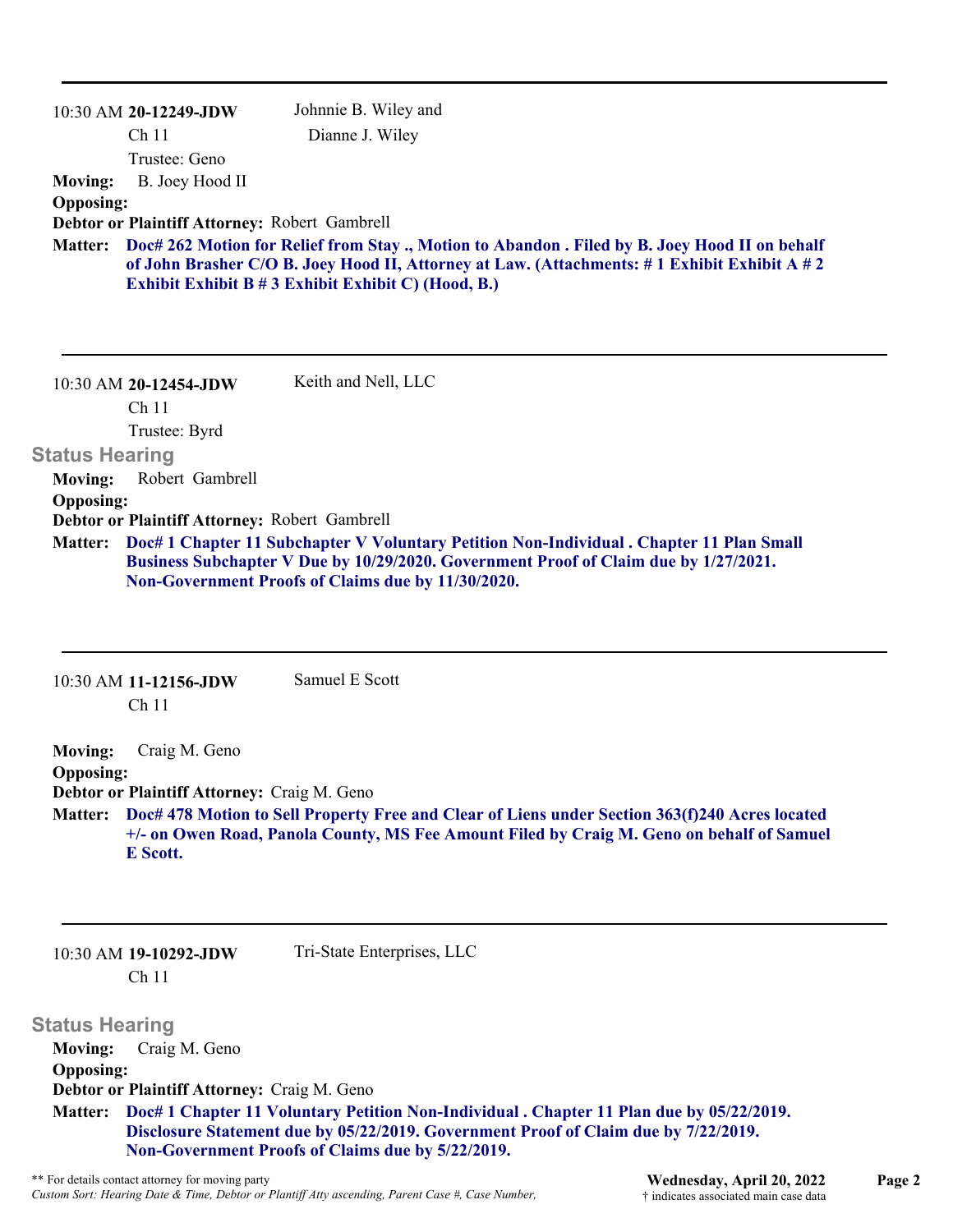---

10:30 AM **20-12249-JDW** Johnnie B. Wiley and Dianne J. Wiley
Ch 11
Trustee: Geno

**Moving:** B. Joey Hood II
**Opposing:**
**Debtor or Plaintiff Attorney:** Robert Gambrell
**Matter:** **Doc# 262 Motion for Relief from Stay ., Motion to Abandon . Filed by B. Joey Hood II on behalf of John Brasher C/O B. Joey Hood II, Attorney at Law. (Attachments: # 1 Exhibit Exhibit A # 2 Exhibit Exhibit B # 3 Exhibit Exhibit C) (Hood, B.)**

---

10:30 AM **20-12454-JDW** Keith and Nell, LLC
Ch 11
Trustee: Byrd

## Status Hearing

**Moving:** Robert Gambrell
**Opposing:**
**Debtor or Plaintiff Attorney:** Robert Gambrell
**Matter:** **Doc# 1 Chapter 11 Subchapter V Voluntary Petition Non-Individual . Chapter 11 Plan Small Business Subchapter V Due by 10/29/2020. Government Proof of Claim due by 1/27/2021. Non-Government Proofs of Claims due by 11/30/2020.**

---

10:30 AM **11-12156-JDW** Samuel E Scott
Ch 11

**Moving:** Craig M. Geno
**Opposing:**
**Debtor or Plaintiff Attorney:** Craig M. Geno
**Matter:** **Doc# 478 Motion to Sell Property Free and Clear of Liens under Section 363(f)240 Acres located +/- on Owen Road, Panola County, MS Fee Amount Filed by Craig M. Geno on behalf of Samuel E Scott.**

---

10:30 AM **19-10292-JDW** Tri-State Enterprises, LLC
Ch 11

## Status Hearing

**Moving:** Craig M. Geno
**Opposing:**
**Debtor or Plaintiff Attorney:** Craig M. Geno
**Matter:** **Doc# 1 Chapter 11 Voluntary Petition Non-Individual . Chapter 11 Plan due by 05/22/2019. Disclosure Statement due by 05/22/2019. Government Proof of Claim due by 7/22/2019. Non-Government Proofs of Claims due by 5/22/2019.**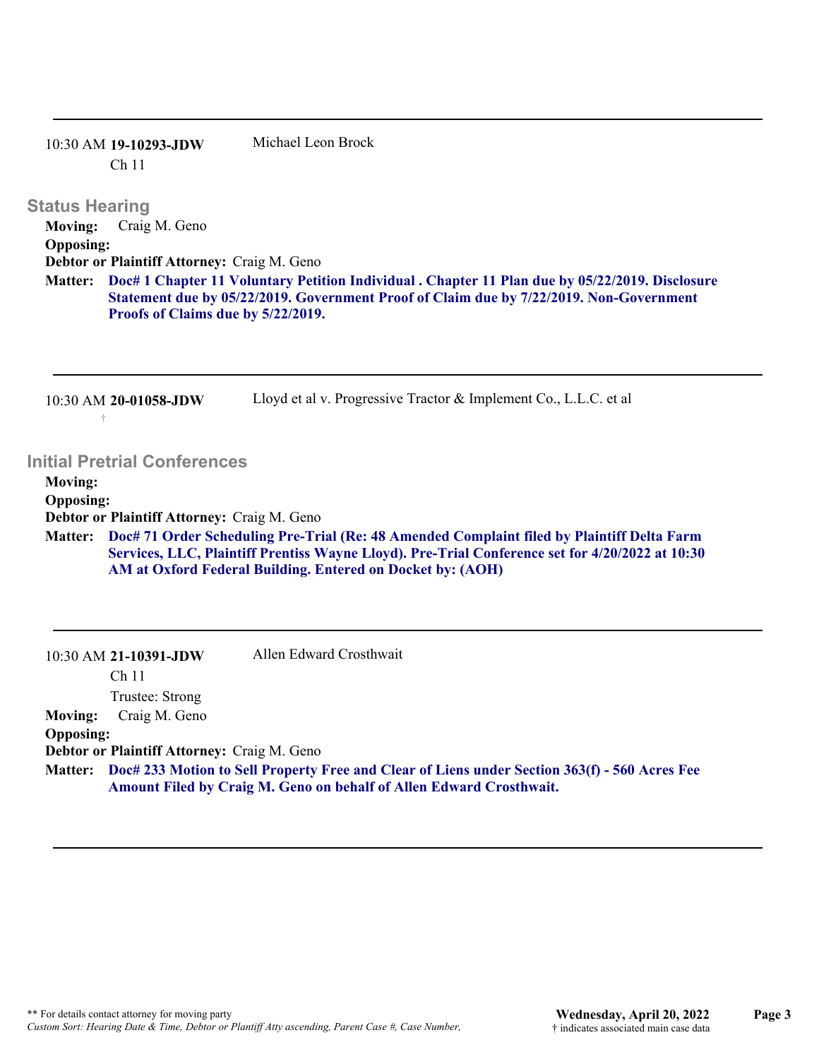---

10:30 AM **19-10293-JDW** Michael Leon Brock
Ch 11

## Status Hearing

**Moving:** Craig M. Geno
**Opposing:**
**Debtor or Plaintiff Attorney:** Craig M. Geno
**Matter:** **Doc# 1 Chapter 11 Voluntary Petition Individual . Chapter 11 Plan due by 05/22/2019. Disclosure Statement due by 05/22/2019. Government Proof of Claim due by 7/22/2019. Non-Government Proofs of Claims due by 5/22/2019.**

---

10:30 AM **20-01058-JDW** Lloyd et al v. Progressive Tractor & Implement Co., L.L.C. et al
†

## Initial Pretrial Conferences

**Moving:**
**Opposing:**
**Debtor or Plaintiff Attorney:** Craig M. Geno
**Matter:** **Doc# 71 Order Scheduling Pre-Trial (Re: 48 Amended Complaint filed by Plaintiff Delta Farm Services, LLC, Plaintiff Prentiss Wayne Lloyd). Pre-Trial Conference set for 4/20/2022 at 10:30 AM at Oxford Federal Building. Entered on Docket by: (AOH)**

---

10:30 AM **21-10391-JDW** Allen Edward Crosthwait
Ch 11
Trustee: Strong

**Moving:** Craig M. Geno
**Opposing:**
**Debtor or Plaintiff Attorney:** Craig M. Geno
**Matter:** **Doc# 233 Motion to Sell Property Free and Clear of Liens under Section 363(f) - 560 Acres Fee Amount Filed by Craig M. Geno on behalf of Allen Edward Crosthwait.**

---

** For details contact attorney for moving party
*Custom Sort: Hearing Date & Time, Debtor or Plantiff Atty ascending, Parent Case #, Case Number,*

**Wednesday, April 20, 2022**
† indicates associated main case data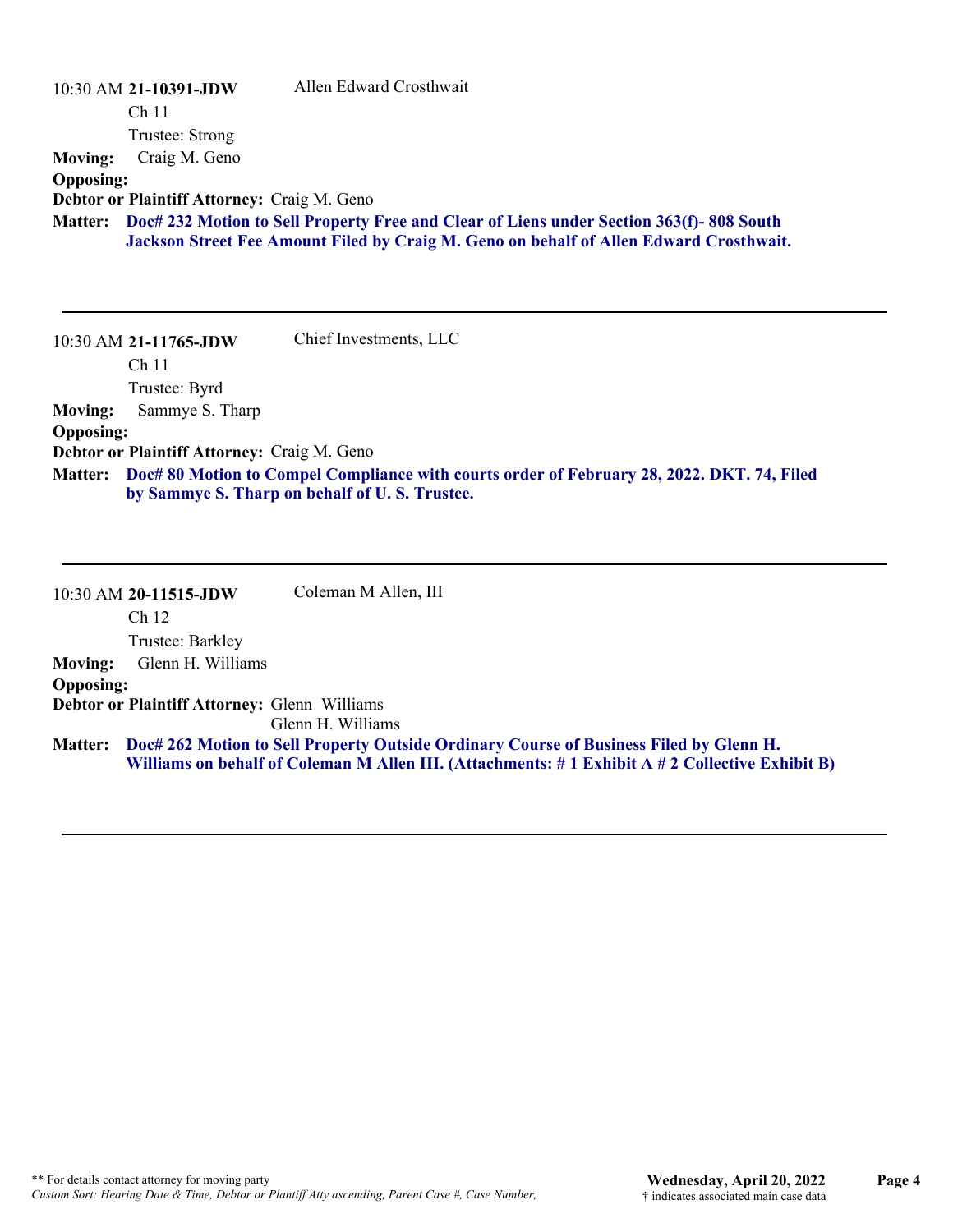10:30 AM **21-10391-JDW** Allen Edward Crosthwait

Ch 11

Trustee: Strong

**Moving:** Craig M. Geno

**Opposing:**

**Debtor or Plaintiff Attorney:** Craig M. Geno

**Matter:** **Doc# 232 Motion to Sell Property Free and Clear of Liens under Section 363(f)- 808 South Jackson Street Fee Amount Filed by Craig M. Geno on behalf of Allen Edward Crosthwait.**

---

10:30 AM **21-11765-JDW** Chief Investments, LLC

Ch 11

Trustee: Byrd

**Moving:** Sammye S. Tharp

**Opposing:**

**Debtor or Plaintiff Attorney:** Craig M. Geno

**Matter:** **Doc# 80 Motion to Compel Compliance with courts order of February 28, 2022. DKT. 74, Filed by Sammye S. Tharp on behalf of U. S. Trustee.**

---

10:30 AM **20-11515-JDW** Coleman M Allen, III

Ch 12

Trustee: Barkley

**Moving:** Glenn H. Williams

**Opposing:**

**Debtor or Plaintiff Attorney:** Glenn Williams
Glenn H. Williams

**Matter:** **Doc# 262 Motion to Sell Property Outside Ordinary Course of Business Filed by Glenn H. Williams on behalf of Coleman M Allen III. (Attachments: # 1 Exhibit A # 2 Collective Exhibit B)**

---